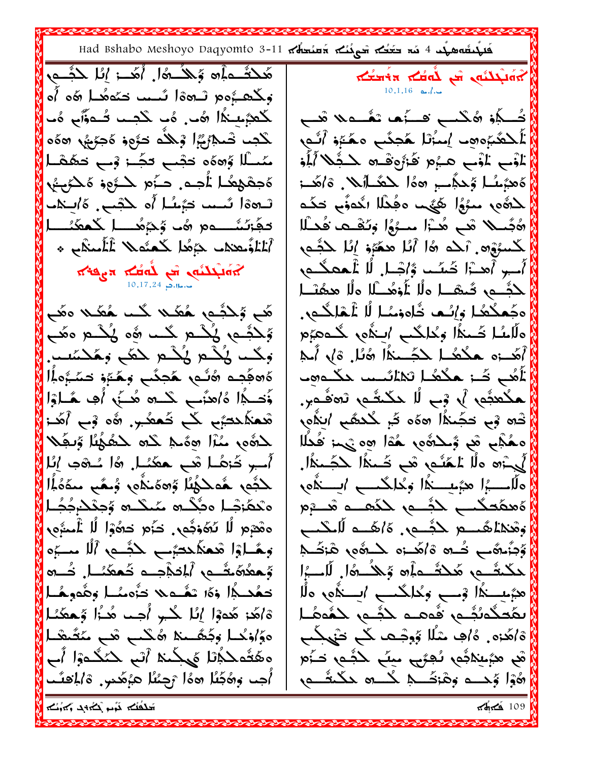ܬܫ̈ܒܚܢܘܬܐ ܕܝܢ ܠܡܘܬܐ ܕܐܢܫܐ

10.1.16 ܣ.ܦ.

ܬܓܪܐ ܗܟܢܐ ܦܪܥܗ ܢܦܫܗ ܕܝܢ
ܐܠܡܫܬܪܝܘܗܝ ܐܢܫܘܬܐ ܡܟܝܟܐ ܘܡܫܪܐ ܐܢܘܢ
ܠܐܘܢ ܠܐܘܢ ܗܝܡ ܦܪܘܩܗ ܠܟܠܐ ܐܠܐ
ܘܡܫܝܚܐ ܕܟܠܝܢ ܗܘܐ ܠܟܠܐܠܐ. ܘܐܡܪ
ܠܗܘܢ ܡܚܝܐ ܗܝܟܢ ܘܦܩܕܐ ܐܢܘܢ ܒܟܠܗ
ܗܘܟܝܠ ܗܝܕܝܢ ܡܢ ܗܕܐ ܘܢܬܩܝܡ ܦܘܠܐ
ܠܟܢܫܗ. ܐܝܟ ܗܘܐ ܐܢܐ ܡܟܬܒ ܐܢܐ ܠܒܢܝ
ܐܡܝ ܐܚܝܢ ܟܢܫܝܢ ܘܐܚܪܢ. ܠܐ ܐܬܟܠܘ
ܠܒܢܝ ܢܦܫܐ ܘܠܐ ܬܥܒܕܘܢ ܘܠܐ ܡܥܢܝܢ
ܘܟܠܡܟ ܘܐܢܫ ܐܘܪܚܐ ܠܐ ܐܬܬܠܝܘ.
ܘܠܐܢܫܐ ܟܢܫܐ ܘܡܠܟܐ ܐܝܠܝܢ ܕܡܥܢܝܢ
ܐܡܪܗ ܗܟܢܐ ܠܟܢܫܐ ܗܢܐ. ܘܠܐ ܐܝܟ
ܐܝܟ ܟܕ ܗܟܢܐ ܬܢܝܢܢ ܠܟܠܗܘܢ
ܡܠܟܘܬܐ ܠܝ ܡܢ ܠܐ ܠܟܠܝܘܬ ܬܘܒܘܬ.
ܟܠܗ ܡܢ ܟܢܫܐ ܗܘܐ ܗܢܝܢ ܠܐܠܗܐ ܐܢܫܐ
ܡܠܟܝ ܡܢ ܘܫܠܝܛܐ ܗܘܐ ܒܪܢܫܐ ܦܘܠܐ
ܠܒܢܘܗܝ ܘܠܐ ܢܚܬܐ ܡܢ ܟܢܫܐ ܠܟܢܫܐ.
ܘܠܐܝܪܐ ܡܫܝܚܐ ܘܡܠܟܐ ܐܝܠܝܢ
ܘܡܡܠܠܝܢ ܠܟܢܫܐ ܠܡܠܟܐ ܡܢ ܪܘܚ
ܘܡܢܝܢܢ ܠܟܢܫܐ. ܘܐܡܪ ܠܐܠܗܐ
ܘܬܪܢܝܢ ܟܠܗ ܘܐܡܪܗ ܠܗܘܢ ܡܢܝܢ
ܠܟܠܢܫܐ ܡܟܠܝܢܐ ܘܐܠܗܘܗܝ. ܠܐܝܪܐ
ܡܫܝܚܐ ܘܡܢ ܘܡܠܟܐ ܐܝܠܝܢ ܘܠܐ
ܢܬܟܠܢܘܢ ܦܘܠܘܣ ܠܟܢܫܐ ܠܦܘܠܐ
ܘܐܡܪܗ. ܘܐܦ ܡܠܐ ܘܢܘܪܐ ܟܠ ܕܢܫܟܚ
ܡܢ ܡܫܝܚܝܐ ܢܦܩܝܢ ܡܠܟ ܠܟܢܫܐ ܗܟܢ
ܗܘܐ ܘܡܢ ܘܡܪܢܐ ܠܟܢܫܐ ܠܟܢܫܐ

ܡܠܟܘܬܗ ܘܫܠܡܗ. ܐܡܪ ܐܢܐ ܠܟܘܢ
ܘܠܟܢܫܘܗܝ ܬܗܘܐ ܐܢܫ ܡܢܫܐ ܗܘ ܐܘ
ܠܡܫܝܚܐ ܗܘ. ܐܘ ܠܟܢܫ ܬܘܕܝܬ ܐܘ
ܠܟܢ ܬܫܒܘܚܬܐ ܘܫܠܡܐ ܬܗܘܐ ܘܡܫܬܘܕܝܢ ܗܘܘ
ܡܢܠܐ ܕܗܘܘ ܬܟܢ ܬܟܣ ܘܡܢ ܬܫܡܫܬܐ
ܘܡܫܡܫܢܐ ܐܝܬ. ܬܗܘܐ ܠܗܘܢ ܘܡܫܝܚܐ
ܬܗܘܐ ܐܢܫ ܬܡܝܗܐ ܐܘ ܠܟܢܫܐ. ܘܐܦܠܐ
ܒܦܪܢܣܘܬܐ ܗܘ ܘܡܫܡܫܢܐ ܠܟܢܘܫܬܐ
ܐܠܐܢܫܡܫܢ ܬܗܘܐ ܠܟܢܫܐ ܠܐܠܗܐ ✤

ܬܘܫܒܚܬܐ ܕܝܢ ܠܡܘܬܐ ܕܡܐܬܐ

10.17.24 ܣ.ܦ.ܡ

ܡܢ ܕܠܟܢܫܐ ܡܫܝܚܐ ܠܟܢ ܡܫܝܚܐ ܘܡܢ
ܘܠܟܢܫܐ ܢܦܫܗ ܠܟܢ ܗܘ ܢܦܫܗ ܘܡܢ
ܘܠܟܢ ܢܦܫܗ ܢܦܫܗ ܠܟܠ ܘܡܫܡܫܢܐ.
ܘܡܫܝܚܐ ܗܘܐ ܡܫܝܚܐ ܘܡܢܬܐ ܕܡܬܩܪܝܢ
ܘܟܠܗ ܘܐܬܡܠܟ ܠܗ ܡܢܐ ܐܦ ܚܠܝܐ
ܡܫܡܫܢܘܬܐ ܠܟܠ ܟܡܫܝܚ. ܗܘ ܕܝܢ ܐܡܪ
ܠܗܘܢ ܡܪܐ ܗܘܐ ܠܗ ܠܡܫܝܚܐ ܘܢܦܩܐ
ܐܝܟ ܟܪܘܒܐ ܡܢ ܡܫܡܫܐ. ܗܘ ܐܡܪ ܐܢܐ
ܠܟܢ ܡܫܝܚܐ ܘܗܘܡܢܘܬܐ ܘܡܢܝ ܡܫܡܫܬܐ
ܘܡܬܟܪܙܐ ܘܢܦܫܗ ܡܫܝܚܐ ܘܡܫܝܚܝܐ
ܘܡܢܗ ܠܐ ܢܬܚܫܒܘܢ. ܟܕ ܗܘܐ ܠܐ ܐܬܚܙܝ
ܘܡܠܐܐ ܡܫܡܫܢܘܬܐ ܠܟܢܫܐ ܐܠܐ ܡܫܝܚܐ
ܘܡܫܡܫܢܘܬܐ ܐܝܬܝܗ ܟܡܫܝܚܐ. ܗܘ
ܟܡܫܝܚܐ ܘܐܡܪ ܢܦܫܐ ܘܡܫܡܫܢܐ ܘܫܡܫܐ
ܘܐܡܪ ܐܢܐ ܐܢܐ ܠܟܘܢ ܐܢܐ ܗܢܐ ܘܡܫܡܫܢܐ
ܘܐܘܪܚܐ ܘܡܫܡܫܢ ܡܫܝܚܐ ܡܢ ܡܫܡܫܢܐ
ܘܡܫܡܫܢܐ ܐܢܐ ܐܝܟ ܠܡܫܡܫܢܐ ܐܝܟ
ܐܝܟ ܘܡܫܡܫ ܗܘܐ ܪܘܚܐ ܡܫܝܚܐ. ܘܐܡܪ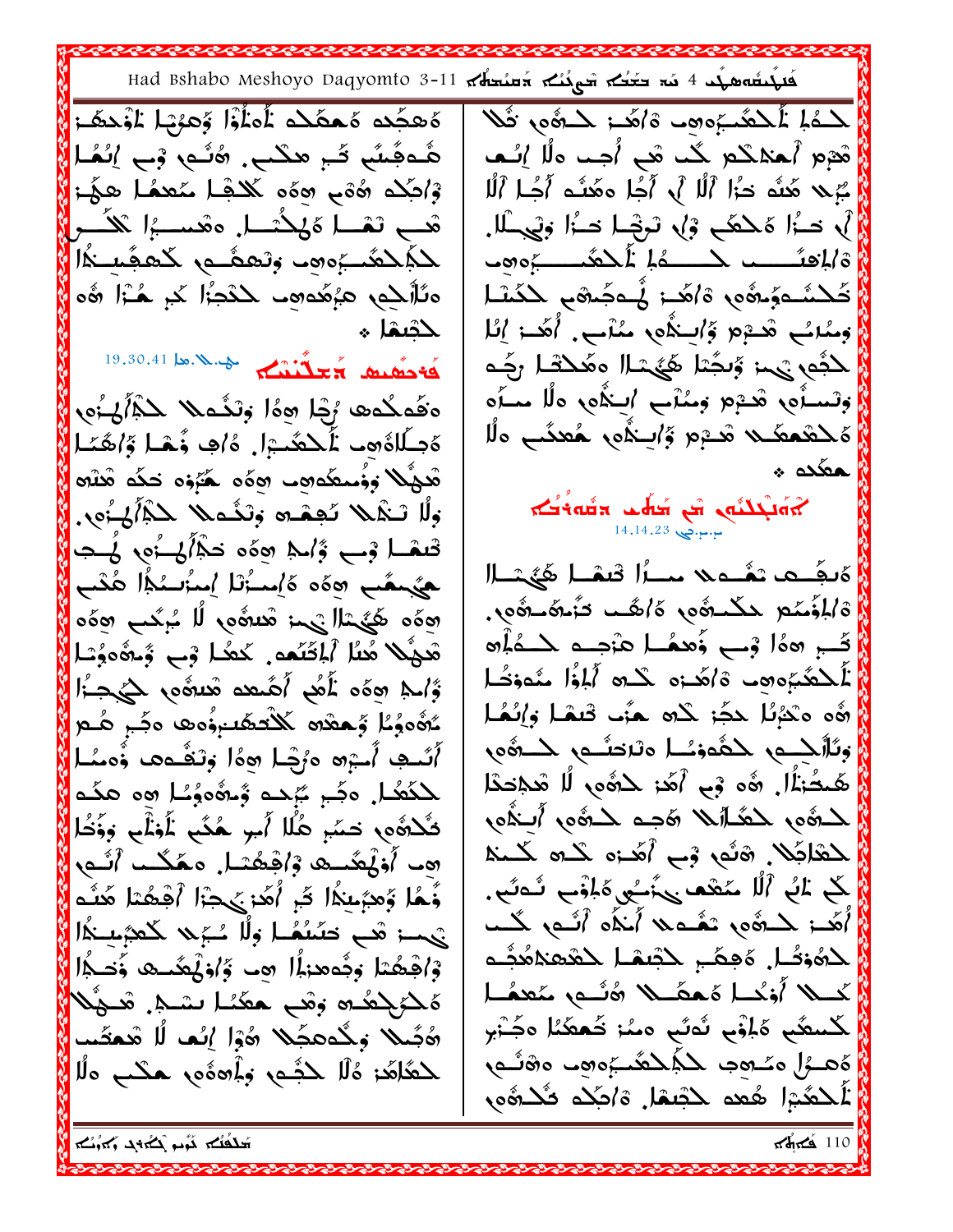ܠܗܕ ܐܠܟܣܢܕܪܘܣ ܘܐܡܪ: ܠܗܘܢ ܕܠܐ
ܬܬܪܘܢ ܐܢܬܘܢ ܠܟ ܡܢ ܐܚܪܝܢ ܘܠܐ ܐܢܫ
ܢܩܪܒ ܥܡܗ ܒܪܐ ܐܠܐ ܠܝ ܐܚܐ ܘܥܡܗ ܐܚܐ ܐܠܐ
ܠܝ ܒܪܐ ܘܠܚܡܐ ܘܠܝ ܢܘܪܐ ܒܪܐ ܘܢܫܒܐ.
ܘܐܬܦܢܝ ܠܗ̇ ܐܠܟܣܢܕܪܘܣ
ܠܟܠܗܘܢ ܡܕ̈ܝܢܬܐ ܘܐܡܪ: ܠܡܬܝܒܘܬܐ ܠܟܠܢܫܐ
ܘܡܠܝܢ ܥܡܗ ܘܐܢܫܝܗܘܢ ܡܠܝܢ. ܐܡܪ: ܐܢܐ
ܠܟܠܗܘܢ ܒܢ̈ܝ ܐܢܫܐ ܘܒܢ̈ܝܐ ܘܥܡܡ̈ܐ ܪܒ̈ܐ
ܘܬܣܬܟܠ ܩܕܡ ܘܡܠܝܢ ܐܢܫܝܗܘܢ ܘܠܐ ܡܬܠ
ܘܠܡܠܟܘܬܐ ܩܕܡ ܘܐܢܫܝܗܘܢ ܡܛܠ ܘܠܐ
ܡܠܟܘܬܐ ܀

## ܩܪܝܢܐ ܡܢ ܐܓܪܬܐ ܩܕܡܝܬܐ ܕܩܘܪ̈ܢܬܝܐ

ܩܘܪ. 14.14.23

ܐܢ ܓܝܪ ܡܨܠܐ ܐܢܐ ܒܠܫܢܐ ܪܘܚܝ ܗܝ ܡܨܠܝܐ
ܕܐܝܠܝܢ ܠܚܘܕܝܗܘܢ ܐܚܝ̈ ܡܠܝܠܝܢ ܒܠܫܢ̈ܐ.
ܟܕ ܗܘܐ ܕܝܢ ܒܥܠܡܐ ܗܢܐ ܠܟܠܗܘܢ
ܐܠܗܐ ܡܕܝܢ ܕܐܡܪܬ ܠܗ ܐܢܐ ܡܨܠܝܬܐ
ܗܘ ܘܡܢܗ ܗܕܐ ܠܗ ܡܪܐ ܩܕܡ ܘܐܢܫܐ
ܘܕܠܐ ܝܕܥܝܢ ܠܡܫܡܥܐ ܘܠܬܪܥܝܬܐ ܠܗܘܢ
ܡܢ ܕܝܠܗ. ܗܘ ܕܝܢ ܐܡܪ ܠܗܘܢ ܠܐ ܡܬܥܕܪܐ
ܠܗܘܢ ܠܡܠܬܐ ܕܝܢ ܠܗܘܢ ܐܢܫܝܗܘܢ
ܠܡܠܝܠܐ. ܗܟܝܠ ܕܝܢ ܐܡܪܬ ܠܗ ܠܟܠܢ
ܟܠ ܐܢܫ ܐܠܐ ܡܫܬܥܐ ܒܠܫܢܐ ܘܐܚܪܢܐ ܠܗ̇.
ܐܡܪ ܠܗܘܢ ܬܫܡܫܬܐ ܐܢܬܘܢ ܐܢܬܘܢ ܠܟ
ܠܡܫܬܥܝܘ. ܘܡܢ ܠܡܠܟܐ ܠܡܫܡܫܢܘܬܗ
ܟܠ ܐܘܪܚܐ ܘܡܫܡܫ ܗܘܝܘ ܡܫܡܫܐ
ܠܡܫܬܥܝܘ ܘܐܬܪܐ ܗܘܝܘ ܘܡܠܐ ܘܐܢܫܝܗܘ
ܘܡܫܡܫ ܘܡܨܠܝܢ ܠܐܠܟܣܢܕܪܘܣ ܘܡܠܝܠܝܢ
ܐܠܟܣܢܕܪܐ ܡܫܡܫ ܠܡܠܟܐ. ܘܐܡܪ ܠܗܘܢ

ܘܥܒܕܘ ܘܡܫܡܫܝܢ ܐܠܗܐ ܘܫܒܚܐ ܠܐܒܘܗܝ:
ܡܘܕܝܢ ܟܠ ܡܠܟܐ. ܗܘܝܘ ܕܝܢ ܐܝܟܐ
ܕܐܬܐ ܗܘܐ ܗܘ ܠܟܠܝܠܐ ܡܫܡܫܢܐ ܗܝܟ:
ܥܡ ܢܦܫܐ ܕܐܒܗܬܐ. ܘܥܢܝܢܐ ܠܟܠܗ
ܠܡܫܝܚܐ ܕܢܦܩܘ ܠܡܥܡܕܢܘܬܐ
ܘܐܬܠܗܝ ܡܪܝܡܐ ܠܟܪܣܐ ܕܝܢ ܡܢ ܗܢܐ ܗܘ
ܠܥܠܡܐ ܀

## ܐܘܢܓܠܝܘܢ ܕܝܘܚܢܢ

ܝܘܚ. 19.30.41

ܘܩܥܐ ܝܫܘܥ ܒܩܠܐ ܪܒܐ ܘܐܫܠܡ ܠܪܘܚܗ ܠܐܒܘܗܝ
ܘܡܫܠܡܢܘܬܐ ܕܐܠܗܐ. ܘܐܦ ܟܠܗ ܥܡܐ
ܕܩܝܡܝܢ ܗܘܘ ܘܚܙܝܢ ܗܘܘ ܩܪܝܒ ܠܗ ܗܢܘܢ
ܘܠܐ ܢܬܟܠܘܢ ܢܦܫܗܘܢ ܘܢܬܒܠܥܘܢ ܠܟܠܗܘܢ.
ܕܝܠܗ ܡܢ ܘܐܡܪ ܗܘܐ ܕܐܠܗܐ ܗܘ ܗܢܐ
ܡܫܝܚܐ ܗܘܐ ܘܐܣܬܟܠ ܐܢܫܐ ܐܢܫܐ ܡܫܝܚܐ
ܗܘܐ ܠܟܠܗܘܢ ܩܕܡ ܡܠܝܠܝܢ ܠܐ ܢܦܠܘܢ ܗܘܐ
ܡܫܡܫܢܐ ܗܘܐ ܐܦܠܐ ܐܢܫܐ. ܟܠܗ ܡܢ ܡܫܡܫܢܘܬܐ
ܘܐܡܪ ܗܘܐ ܠܗܘܢ ܐܢܫܝܢ ܡܫܝܚܐ ܠܟܠܢܫܐ
ܡܫܡܫܢܐ ܘܡܫܒܚܢܐ ܠܐܠܟܣܢܕܪܘܣ ܘܡܢ ܐܢܫ
ܐܢܬ ܐܢܫ ܘܡܢܗ ܗܘܐ ܘܢܦܫܗ ܡܫܡܫܢܐ
ܠܟܠܗܘܢ. ܘܡܢ ܢܦܫܗ ܡܫܡܫܢܐ ܗܘ ܡܠܟܐ
ܘܟܠܗܘܢ ܟܢܫܐ ܕܠܐ ܐܝܟ ܡܠܟܐ ܐܠܟܣܢܕܪܐ ܘܐܢܫܐ
ܗܘ ܐܠܟܣܢܕܪܘܣ ܘܐܡܫܡܫܢܐ. ܘܡܠܟܐ ܐܢܫܝܗܘܢ
ܢܦܫܐ ܘܡܫܝܚܐ ܟܕ ܐܡܪ ܥܡܗ ܐܢܫܐ ܐܢܫܝܗܘܢ
ܥܡܗ ܡܢ ܐܢܫܝܢ ܘܠܐ ܢܦܠ ܠܡܫܡܫܢܘܬܐ
ܘܐܢܫܝܢ ܘܡܫܡܫܢܐ ܡܢ ܘܐܠܟܣܢܕܪܘܣ ܘܡܠܟܐ
ܘܟܠܗܘܢ ܘܡܢ ܡܫܡܫܢܐ ܢܦܫܗ. ܘܡܠܟܐ
ܘܡܫܡܫ ܘܠܡܫܡܫܢܐ ܗܘܐ ܐܢܫ ܠܐ ܡܫܡܫܢܐ
ܠܡܫܡܫ ܕܠܐ ܠܟܠܗܘܢ ܘܐܢܫܝܗܘܢ ܡܠܟܐ ܘܠܐ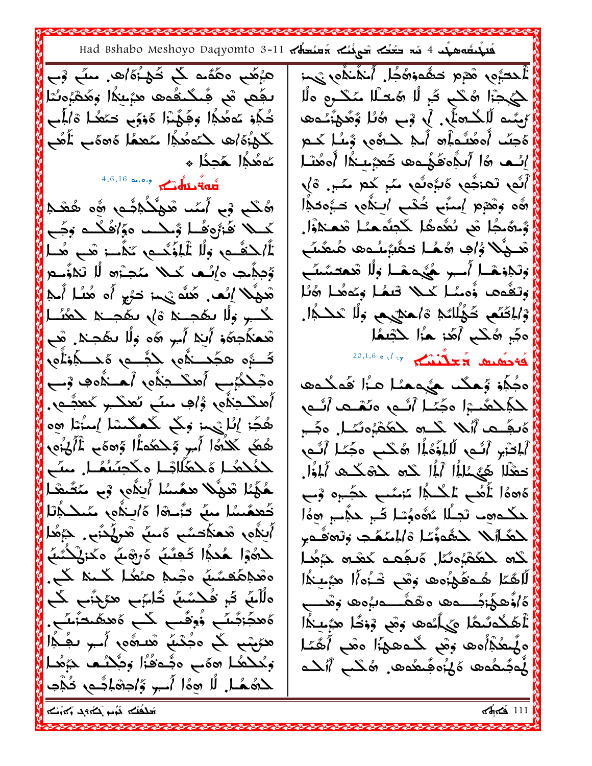ܐܠܗܝ̈ܢ ܗܢܘܢ ܕܡܫܘܒܚܐ. ܐܢܬܘܢ ܕܝܢ
ܠܟܝܢܐ ܗܟܢܐ ܟܕ ܠܐ ܡܫܬܠܛ ܡܟܝܟܘ ܘܠܐ
ܢܦܩܘ ܠܐܟܣܢܝܐ. ܐܘ ܕܝܢ ܗܘܐ ܕܬܬܕܟܪܘܢ
ܕܗܢܘܢ ܐܘܡܢܘܬܐ ܐܝܟ ܕܗܘܘ ܕܥܠܐ ܟܠ
ܐܢܫ ܗܘܐ ܐܝܟ ܬܫܒܘܚܬܗܘܢ ܕܡܫܝܚܐ ܐܘܡܢܐ
ܐܢܬܘܢ ܬܗܘܘܢ ܕܢܗܘܘܢ ܡܢ ܟܠ ܡܢ. ܕܐܦ
ܗܘ ܕܢܬܒܪ ܐܢܫ ܠܗܘܢ ܐܝܠܝܢ ܕܝܪܬܘܬܐ
ܕܡܢܐ ܡܢ ܢܦܫܗ ܠܟܢܫܐ ܕܥܡ̈ܡܐ.
ܕܢܫܬܠܛ ܐܦ ܗܘܐ ܒܟܠ ܕܡܫܬܚܠܦ ܡܫܬܡܥ
ܘܬܫܒܘܚܬܐ ܐܝܟ ܕܡܫܡܫܐ ܘܠܐ ܡܬܚܫܒܝܢ
ܘܬܫܡܫܬܐ ܕܘܢܝܐ ܟܠ ܬܫܡܫܬܐ ܘܢܦܫܐ ܗܘܐ
ܘܐܠܝܢ ܕܫܠܝܛ ܕܥܠܡܐ ܘܠܐ ܬܬܠܙܡ.
ܘܟܕ ܗܟܢܐ ܐܡܪ ܗܘܐ ܠܟܠܗ

## ܦܪܟܣܝܣ ܕܫܠܝ̈ܚܐ 20,1,6

ܘܒܬܪ ܕܫܠܝ ܫܓܘܫܝܐ ܗܢܐ ܩܪܐ ܦܘܠܘܣ
ܠܬܠܡܝܕܐ ܘܒܝܐ ܐܢܘܢ ܘܢܫܩ ܐܢܘܢ
ܘܢܦܩ ܐܙܠ ܠܗ ܠܡܩܕܘܢܝܐ. ܘܟܕ
ܟܪܟ ܐܢܘܢ ܠܗܠܝܢ ܐܬܪ̈ܘܬܐ ܘܒܝܐ ܐܢܘܢ
ܒܡ̈ܠܐ ܣܓܝܐܬܐ ܐܬܐ ܠܗ ܠܗܠܐܣ.
ܘܥܒܕ ܬܡܢ ܬܠܬܐ ܝܪ̈ܚܝܢ. ܘܥܒܕܘ ܥܠܘܗܝ
ܝܗܘܕܝܐ ܢܟܠܐ ܟܕ ܥܬܝܕ ܗܘܐ
ܠܡܐܙܠ ܠܣܘܪܝܐ ܘܐܬܪܥܝ ܕܢܗܦܘܟ
ܠܡܩܕܘܢܝܐ. ܘܢܦܩܘ ܥܡܗ ܥܕܡܐ
ܠܐܣܝܐ ܣܘܦܛܪܘܣ ܕܡܢ ܒܪܘܐܐ
ܘܐܪܣܛܪܟܘܣ ܘܣܩܘܢܕܘܣ ܕܡܢ
ܬܣܠܘܢܝܩܐ ܘܓܐܝܘܣ ܕܡܢ ܕܪܒܐ
ܘܛܝܡܬܐܘܣ ܕܡܢ ܠܘܣܛܪܐ ܘܡܢ ܐܣܝܐ
ܛܘܟܝܩܘܣ ܘܛܪܘܦܝܡܘܣ. ܗܠܝܢ ܐܙܠܘ

ܡܬܚܙܝܐ ܘܗܟܢܐ ܠܟ ܐܬܚܙܝܬ. ܡܢ ܕܝܢ
ܢܦܩܬ ܡܢ ܦܘܠܚܢܐ ܡܬܚܫܒܢܐ ܘܡܫܬܡܠܝܢܐ
ܕܠܒܟ ܬܫܡܫܬܐ ܘܦܝܫܬܐ ܐܘܟܝܬ ܒܥܠܡܐ ܕܐܬܐ
ܠܟܗܢܘܬܐ ܠܬܫܡܫܬܐ ܡܫܡܫܢܐ ܐܘܟܝܬ ܠܥܠܡ
ܬܫܡܫܬܐ ܫܪܝܪܐ.

## ܫܠܝܚܐ 4,6,16 ܪ̈ܗܘ.

ܗܟܢܐ ܕܝܢ ܐܡܪ ܕܘܝܕ ܛܘܒܘܗܝ ܗܘ ܠܒܪܢܫܐ
ܠܗܘ ܕܐܠܗܐ ܚܫܒ ܠܗ ܙܕܝܩܘܬܐ ܕܠܐ ܥܒܕܐ ܘܐܡܪ
ܛܘܒܝܗܘܢ ܠܐܝܠܝܢ ܕܐܫܬܒܩܘ ܠܗܘܢ ܥܘܠܝܗܘܢ
ܘܐܬܟܣܝܘ ܚܛܗܝܗܘܢ. ܘܛܘܒܘܗܝ ܠܓܒܪܐ ܕܠܐ
ܢܚܫܘܒ ܠܗ ܡܪܝܐ ܚܛܝܬܗ. ܗܢܐ ܗܟܝܠ ܛܘܒܐ
ܥܠ ܓܙܘܪܬܐ ܗܘ ܐܘ ܥܠ ܥܘܪܠܘܬܐ. ܐܡܪܝܢ
ܓܝܪ ܕܐܬܚܫܒܬ ܠܐܒܪܗܡ ܗܝܡܢܘܬܗ ܠܙܕܝܩܘܬܐ.
ܐܝܟܢܐ ܗܟܝܠ ܐܬܚܫܒܬ ܠܗ ܟܕ ܒܓܙܘܪܬܐ
ܐܘ ܒܥܘܪܠܘܬܐ. ܠܐ ܗܘܐ ܒܓܙܘܪܬܐ ܐܠܐ
ܒܥܘܪܠܘܬܐ. ܗܘ ܓܝܪ ܢܣܒ ܐܬܐ ܓܙܘܪܬܐ ܘܚܬܡܐ
ܕܙܕܝܩܘܬܐ ܕܗܝܡܢܘܬܗ ܗܝ ܕܒܥܘܪܠܘܬܐ.
ܕܢܗܘܐ ܐܒܐ ܠܟܠܗܘܢ ܐܝܠܝܢ ܕܡܗܝܡܢܝܢ ܡܢ
ܥܘܪܠܘܬܐ ܕܬܬܚܫܒ ܐܦ ܠܗܘܢ ܙܕܝܩܘܬܐ.
ܘܐܒܐ ܠܓܙܘܪܬܐ ܠܐ ܗܘܐ ܠܐܝܠܝܢ ܕܡܢ ܓܙܘܪܬܐ
ܒܠܚܘܕ ܐܠܐ ܐܦ ܠܐܝܠܝܢ ܕܫܠܡܝܢ ܠܥܩܒܬܐ
ܕܗܝܡܢܘܬܐ ܕܥܘܪܠܘܬܐ ܕܐܒܘܢ ܐܒܪܗܡ.
ܠܐ ܗܘܐ ܓܝܪ ܒܢܡܘܣܐ ܗܘܐ ܫܘܘܕܝܐ ܠܐܒܪܗܡ
ܘܠܙܪܥܗ ܕܢܗܘܐ ܝܪܬܐ ܠܥܠܡܐ. ܠܐ ܗܘܐ ܐܝܟ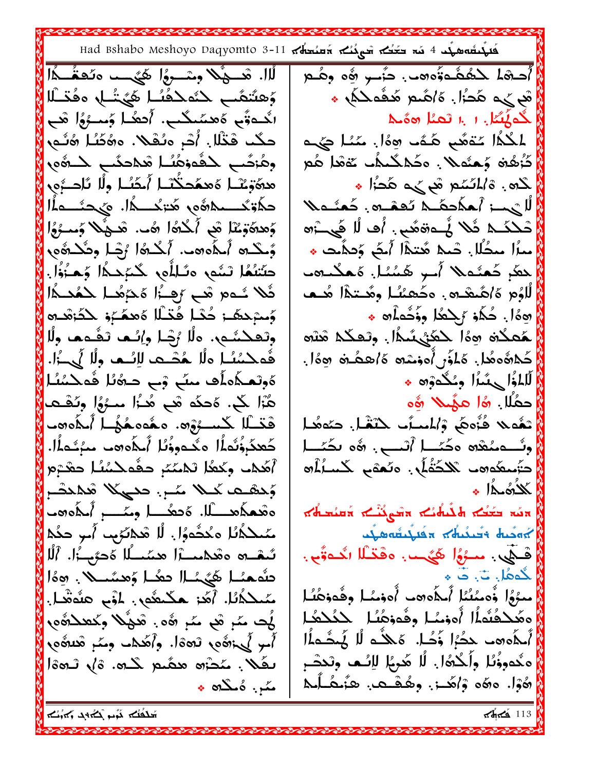ܐܦܩܗ ܠܡܫܡܫܢܘܗܝ. ܕܐܝܟ ܗܘ ܕܡܢ
ܢܦܩ ܥܡ ܡܝܬܐ. ܘܐܡܪ ܡܫܡܫܢܐ ܀

ܟܪܘܙܘܬܐ ܐ ܒ ܬܫܡܫܬܐ ܗܘܝܐ

ܠܡܠܟܐ ܫܡܝܢܐ ܗܘܐ. ܡܢܐ ܕܝܢ
ܕܢܚܬ ܘܚܫܒ. ܘܡܠܟܐ ܫܡܝܐ ܡܢ
ܟܠܗ. ܘܐܬܐܡܪ ܡܢ ܟܝܢ ܡܬܐ ܀
ܠܐ ܣܦܩ ܐܢܬܘܢ ܠܡܩܡ ܢܗܘܐ. ܟܕܡܘܬܐ
ܕܠܟܠܗ ܕܠܐ ܐܬܩܒܠ. ܐܦ ܠܐ ܥܠܡܝܢ
ܡܪܐ ܡܫܝܚܐ. ܒܗ ܕܦܬܓܡܐ ܐܚܝ ܘܪܚܡܝ ܀
ܚܠܦ ܟܡܬܐ ܐܝܟ ܡܫܝܚܐ. ܘܡܠܟܝܗܘܢ
ܠܐܘܪ ܘܐܬܥܒܕܘ. ܘܟܢܫܐ ܘܡܠܬܐ ܡܢܗ
ܗܘܐ. ܟܠܗ ܪܚܡܐ ܘܪܚܡܬܗ ܀
ܡܫܡܫܢܘܗܝ ܗܘܐ ܠܥܠܝܡܘܬܐ. ܘܬܚܟܡ ܩܢܘܡ
ܟܡܘܬܗ. ܘܠܡܪܐ ܐܘܪܫܠܡ ܘܐܚܪܢܐ ܗܘܐ.
ܠܐܠܗܐ ܫܡܝܐ ܘܡܠܟܘܬܗ ܀
ܚܢܢܐ. ܗܐ ܡܫܝܚܐ ܗܘ
ܬܫܒܘܚܬܐ ܦܪܘܩܢ ܘܐܠܗܐ ܠܟܠܢܫ. ܚܘܒܐ
ܘܬܫܡܫܬܐ ܘܩܘܪܒܢܐ ܐܝܬ. ܗܘ ܕܢܚܬܐ
ܕܡܫܡܫܢܘܗܝ ܠܐܚܘܬܗ. ܘܢܚܕܐ ܠܟܢܫܗ
ܠܐܝܪܘܬܐ ܀

**ܚܕ ܒܫܒܐ ܡܫܝܐ ܕܩܝܡܬܐ**

**ܒܥܘܬܐ ܕܥܕܬܐ ܕܡܫܡܫܢܘܬܐ**

ܩܠܐ. ܡܪܝܐ ܥܠܝܗ. ܘܩܕܝܫܐ ܐܠܗܝܐ.

ܟܪܘܙܘܬܐ. ܬ̈. ܗ ܀

ܡܪܝܐ ܫܡܝܢܐ ܐܠܗܐ ܐܒܘܢܐ ܘܦܪܘܩܢܐ
ܘܡܚܠܡܢܐ ܐܒܘܢܐ ܘܦܪܘܩܢܐ ܠܟܠܢܫ
ܐܠܗܐ ܚܝܐ ܪܒܐ. ܘܠܗ ܠܐ ܡܫܬܘܐ
ܘܡܘܠܕܐ ܘܐܠܗܐ. ܠܐ ܡܬܚܙܐ ܠܐܢܫ ܘܢܚܙܐ
ܗܘܐ. ܗܘ ܕܐܬܐ. ܘܫܡܥܬ. ܕܫܡܝܐ

ܠܐ. ܫܘܒܚܐ ܘܫܘܪܪܐ ܥܠܝܟ ܘܢܨܚܢܐ
ܘܚܢܢܐ ܠܡܬܚܢܢܝܢ ܥܠܝܟ ܘܦܘܫܩܐ
ܐܠܗܘܬܗ ܘܡܫܝܚܘܬܗ. ܐܚܝܢܐ ܘܪܘܚܢܐ ܥܡ
ܚܠܦ ܩܕܡܐ. ܐܚܪ ܘܢܦܫܐ. ܘܡܘܕܝܢܐ ܗܘܝܘ
ܘܡܢܗܘܢ ܠܟܠܗܘܢ ܡܫܡܫܢܐ ܠܟܠܗܘܢ
ܡܫܡܫܢܐ ܘܡܫܡܫܢܘܬܐ ܐܚܪܢܐ ܘܠܐ ܢܬܚܙܐ
ܕܡܬܟܪܗܝܢ ܡܬܪܟܒܐ. ܘܡܫܡܫܢܘܬܐ
ܘܡܫܡܫܢܐ ܡܢ ܐܟܡܐ ܗܘ. ܚܘܒܐ ܘܫܘܒܚܐ
ܘܡܠܟܐ ܐܟܡܐ. ܐܟܡܐ ܪܒܐ ܘܫܠܝܚܐ
ܡܬܒܥܐ ܢܦܫܗ ܘܢܬܠܘܢ ܠܡܫܡܫܢܐ ܘܚܘܒܐ.
ܕܠܐ ܫܡܥ ܡܢ ܪܚܡܐ ܘܡܚܝܢܐ ܠܡܫܡܫܢܐ
ܘܡܫܡܫܢܐ ܟܠܗ ܦܫܩܐ ܘܡܫܝܚܐ ܠܟܪܘܙܘܬܗ
ܘܬܫܡܫܬܗ. ܘܠܐ ܪܚܡܐ ܘܐܝܬܝܗ ܬܫܡܫܬ ܘܠܐ
ܡܫܡܫܢܐ ܘܠܐ ܡܬܚܙܐ ܠܐܢܫ ܘܠܐ ܢܚܙܐ.
ܘܬܫܡܫܬܗܘܢ ܡܢ ܩܕܡ ܕܗܘܐ ܡܫܡܫܢܐ
ܗܪܟܐ ܟܠ. ܘܡܢ ܗܪܟܐ ܡܪܝܐ ܘܢܩܦ
ܩܕܡܝܢ ܠܡܫܡܫܢܘܬܗ. ܘܡܫܡܫܢܘܬܐ ܐܠܗܝܬܐ
ܟܡܫܡܫܢܘܬܐ ܘܡܫܡܫܢܐ ܐܠܗܝܐ ܡܫܡܫܢܐ.
ܐܡܪ ܘܟܠܐ ܬܠܡܝܕܐ ܕܡܫܡܫܢܐ ܕܩܕܡ
ܘܡܫܡܫ ܟܠܗ ܡܪܢ. ܘܡܫܡܫܢܐ ܬܫܡܫܬܐ
ܘܡܫܡܫܢܘܬܐ. ܘܡܫܡܫܢܐ ܘܡܫܝܚܐ ܐܠܗܐ
ܡܫܡܫܢܐ ܘܡܫܡܫܢܐ. ܠܐ ܬܫܡܫܬܗܘܢ ܐܝܟ ܟܠܗ
ܢܦܫܗ ܘܬܫܡܫܬܗ ܡܫܝܚܐ ܘܡܪܝܐ. ܐܠܐ
ܡܫܡܫܢܐ ܥܠܝܗ ܚܫܐ ܘܡܫܝܚܐ. ܗܘܐ
ܡܫܡܫܢܐ. ܐܡܪ ܠܡܫܡܫܢܘܗܝ. ܠܐ ܡܫܡܫܢܐ.
ܠܟ ܡܢ ܡܢ ܡܢ ܗܘ. ܚܘܒܐ ܘܫܘܒܚܐ
ܐܝܟ ܠܗܘܢ ܬܘܒ. ܘܐܡܪ ܘܡܢ ܗܘܝܘ
ܢܦܠ. ܡܫܡܫܢܐ ܡܫܡܫܢܐ ܠܗ. ܘܠ ܬܘܒ
ܡܢ. ܘܟܠܗ ܀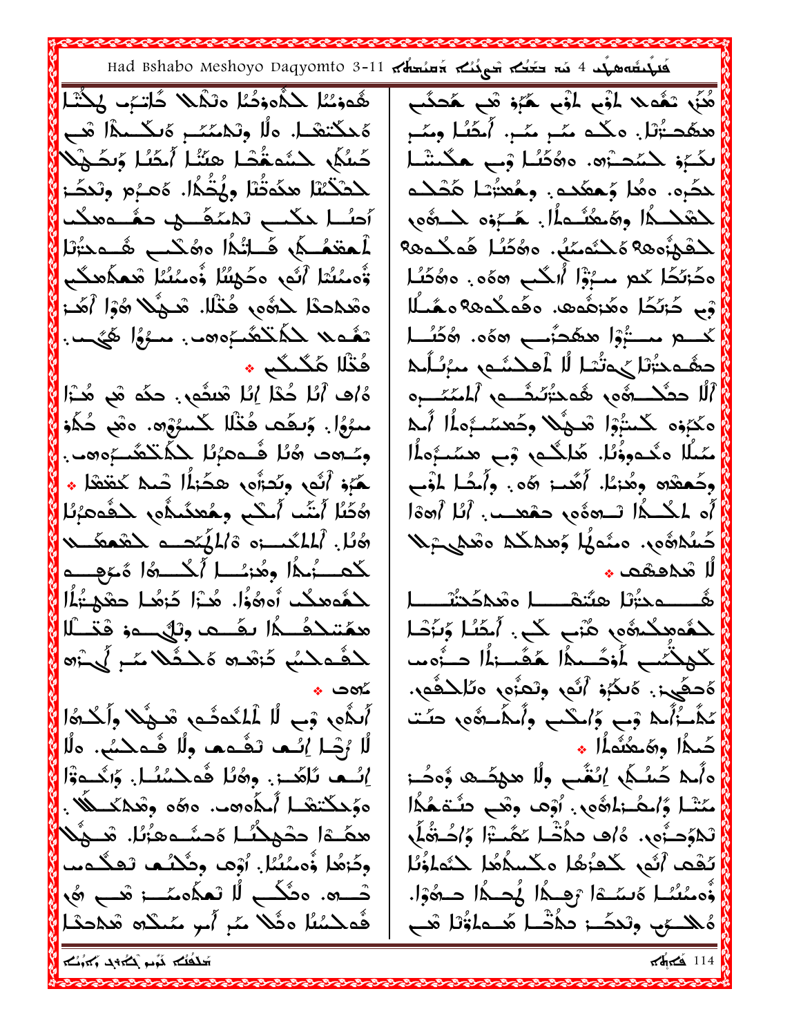ܗܳܢܶܝܢ ܢܶܦܩܽܘܢ ܠܘܳܬ ܠܘܳܬ ܚܙܰܘ ܡܶܢ ܡܫܰܒܚܳܐ

ܡܫܰܡܫܳܢܶܐ. ܘܠܟܽܠ ܚܰܕ ܚܰܕ. ܐܰܝܟܰܢܳܐ ܘܚܰܕ

ܢܶܟܪܽܘ ܠܡܰܠܟܽܘܬܶܗ. ܘܗܳܟܰܢܳܐ ܕܶܝܢ ܡܰܠܟܽܘܬܳܐ

ܚܰܕܪܰܘܗ. ܘܗܳܢܳܐ ܕܡܫܰܒܚܳܐ. ܘܡܫܰܡܠܝܳܐ ܡܶܢ ܟܽܠܗ

ܠܥܳܠܡܳܐ ܘܠܥܳܠܡܺܝܢ. ܡܳܪܝܳܐ ܠܟܽܠܗܽܘܢ

ܠܕܺܝܠܗܽܘܢ ܘܰܠܗܽܘܢ. ܘܗܳܢܳܐ ܡܰܠܟܽܘܬܳܐ

ܘܡܰܠܟܳܐ ܠܟܽܠ ܡܶܢ ܕܶܐܡܰܪ ܗܘܳܐ. ܘܗܳܢܳܐ

ܡܶܢ ܡܰܠܟܳܐ ܘܡܰܠܟܽܘܬܶܗ. ܘܡܰܠܟܽܘܬܶܗ ܘܡܫܺܝܚܳܐ

ܠܟܽܠ ܡܶܢ ܕܒܳܥܶܐ ܗܘܳܐ. ܗܘܳܐ ܠܶܗ. ܡܫܺܝܚܳܐ

ܡܫܰܡܫܳܢܶܐ ܠܐ ܐܶܫܬܰܡܥܽܘ ܠܰܡܫܺܝܚܳܐ

ܐܶܠܳܐ ܡܰܠܟܽܘܬܗܽܘܢ ܡܫܰܡܫܳܢܶܐ ܐܶܫܬܰܡܥܽܘ

ܘܟܽܠܗܽܘܢ ܠܡܫܺܝܚܳܐ ܡܫܰܒܚܺܝܢ ܘܡܰܘܕܶܝܢ ܐܰܝܟ

ܡܶܠܳܐ ܘܬܶܫܒܽܘܚܬܳܐ. ܡܰܠܟܽܘܬܳܐ ܕܶܝܢ ܡܫܺܝܚܳܝܬܳܐ

ܘܡܫܰܡܫܳܢܶܐ ܘܡܰܠܟܳܐ. ܐܶܡܰܪ ܗܘܳܐ. ܘܐܰܝܟܰܢܳܐ ܠܘܳܬ

ܐܘ ܠܟܽܠܗ ܒܢܰܝܗܽܘܢ ܡܫܰܡܫܺܝܢ. ܐܶܢܳܐ ܐܳܡܰܪ

ܟܰܕ ܡܫܰܡܫܺܝܢ. ܘܡܫܺܝܚܳܐ ܕܡܰܠܟܳܐ ܘܡܫܰܡܫܳܢܶܐ

ܠܐ ܡܫܰܡܫܳܢܶܐ ◆

ܡܫܰܡܫܳܢܽܘܬܳܐ ܡܰܠܟܳܐ ܘܡܫܰܡܫܳܢܽܘܬܳܐ

ܠܡܰܠܟܽܘܬܗܽܘܢ ܗܳܢܶܝܢ ܟܽܠ. ܐܰܝܟܰܢܳܐ ܕܢܺܝܚܳܐ

ܠܡܫܰܡܫܳܢܶܐ ܠܐܽܘܪܚܳܐ ܡܫܰܡܫܳܢܽܘܬܳܐ ܕܡܫܺܝܚܳܐ

ܘܡܫܰܡܫܳܢܶܐ. ܐܰܝܟ ܗܳܢܶܝܢ ܘܐܰܝܟ ܗܳܠܶܝܢ

ܡܫܰܡܫܳܢܶܐ ܘܡܰܠܟܳܐ ܘܡܫܰܡܫܳܢܽܘܬܶܗ ܚܰܝܳܐ

ܟܽܠܗ ܘܡܫܺܝܚܳܐ ◆

ܘܐܰܝܟ ܗܳܢܳܐ ܐܶܢܽܘܢ ܘܠܐ ܡܫܰܡܫܺܝܢ ܘܡܶܢ

ܡܰܠܟܳܐ ܘܐܰܡܰܪܬܶܗ. ܐܶܢܽܘܢ ܘܡܶܢ ܕܚܶܙܘܳܐ

ܬܰܘܕܺܝܬܗܽܘܢ. ܐܳܦ ܡܰܠܟܳܐ ܕܡܫܺܝܚܳܐ ܘܐܰܝܟ

ܢܦܰܩ ܐܶܢܽܘܢ ܠܡܫܰܡܫܳܢܶܐ ܘܡܰܠܟܳܐ ܠܡܫܺܝܚܳܐ

ܡܫܰܡܫܳܢܶܐ ܘܡܰܠܟܳܐ ܕܚܰܝܳܐ ܠܡܫܺܝܚܳܐ ܠܥܳܠܡܳܐ.

ܘܡܰܠܟܳܐ ܘܡܫܰܡܫܳܢܶܐ ܡܫܺܝܚܳܐ ܡܫܰܡܫܳܢܶܐ ܡܶܢ

ܡܫܰܡܫܳܢܶܐ ܠܡܫܺܝܚܳܐ ܘܡܫܰܡܫܳܢܽܘܬܳܐ ܕܰܠܗܽܘܢ ܘܰܠܡܰܠܟܽܘܬܳܐ

ܘܡܫܰܡܫܳܢܶܐ. ܘܠܐ ܡܫܰܡܫܳܢܶܐ ܠܡܫܺܝܚܳܐ ܡܶܢ

ܡܫܰܡܫܳܢܶܐ ܘܡܰܠܟܳܐ ܘܡܫܺܝܚܳܐ ܠܥܳܠܡܳܐ ܘܡܫܰܡܫܳܢܶܐ

ܘܡܫܰܡܫܳܢܶܐ ܠܡܰܠܟܽܘܬܳܐ ܕܡܫܺܝܚܳܐ ܘܡܫܰܡܫܳܢܶܐ

ܡܰܠܟܳܐ ܡܫܺܝܚܳܐ ܘܡܫܰܡܫܳܢܶܐ ܠܟܽܠܗܽܘܢ ܡܶܢ

ܡܫܰܡܫܳܢܶܐ ◆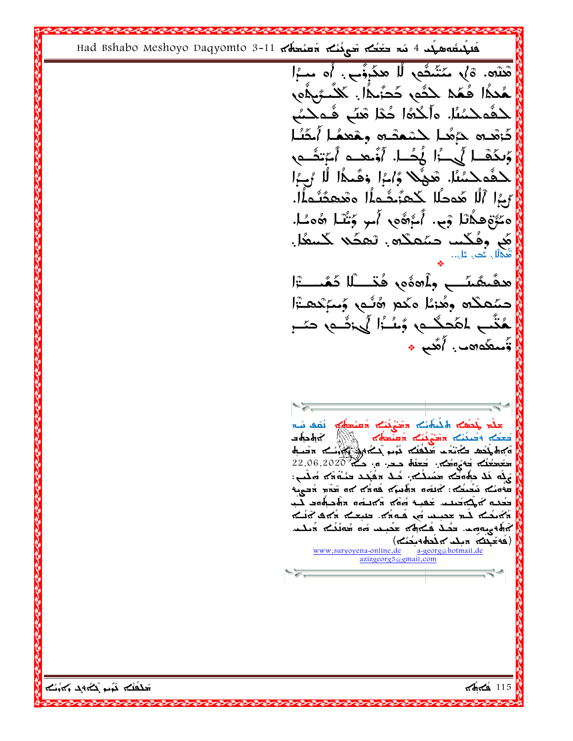ܡܢܗ. ܗܘܝ ܡܬܢܫܝܢ ܠܐ ܡܟܪܙܝܢ. ܐܘ ܡܚܕܐ
ܫܘܒܚܐ ܦܩܕ ܠܟܘܢ ܒܚܕܢܫܐ. ܠܟܠܗܘܢ
ܠܦܘܠܚܢܐ. ܘܐܠܗܐ ܚܕܐ ܫܢܝ ܦܘܠܚܢ
ܟܪܘܙܘ ܒܪܘܚܐ ܠܫܠܝܚܘܗܝ ܘܫܡܥܐ ܐܡܝܢܐ
ܘܢܬܒܠܐ ܐܝܟ ܚܒܠܐ. ܐܘܪܚܐ ܐܪܬܝܘܬܐ
ܠܦܘܠܚܢܐ. ܫܡܥܘ ܘܐܢܐ ܕܡܫܝܚܐ ܠܐ ܐܢܐ
ܐܢܐ ܐܠܐ ܡܚܘܐ ܠܥܕܬܐ ܘܡܫܡܫܢܘܬܐ.
ܘܡܬܩܢܢܐ ܕܝܢ. ܐܝܬܝܗܘܢ ܐܝܟ ܕܝܢܐ ܗܘܝܐ.
ܡܢ ܕܦܠܚܝܢ ܒܫܡܝܐ. ܢܗܘܐ ܠܚܝܐ.
ܡܫܠܡܐ. ܫܪܐ. ܫܠ...

❖

ܡܫܡܫܢܐ ܕܗܘܘ ܦܬܓܡܐ ܠܟܗܢܐ
ܒܫܡܝܐ ܘܡܢ ܐܪܥܐ ܗܘܘ ܕܡܫܬܡܗܝܢ
ܗܢܘܢ ܠܥܠܡܐ ܕܐܦ ܐܢܐ ܐܢܬܘܢ ܒܟܠܝܘܡ
ܕܡܫܒܚܝܢ. ܐܡܝܢ ❖

ܥܠ ܐܝܕܐ ܕܥܒܕܐ ܕܡܫܝܚܐ ܕܢܚ ܓܝܘܪܓܝܣ
ܥܒܕܐ ܕܥܕܬܐ ܕܡܫܝܚܐ ܕܣܘܪܝܝܐ
ܐܬܟܬܒ ܒܟܬܒܐ ܕܫܚܝܡܐ ܠܝܘܡ ܚܕ ܒܫܒܐ ܕܩܝܡܬܐ
ܡܬܬܩܢ ܒܝܘܡܐ. ܥܕܢܐ ܕܒܗ. ܒ. ܒܬ 22.06.2020
ܘܟܠ ܡܢ ܕܩܪܐ ܢܨܠܐ ܥܠ ܡܪܐ ܕܟܬܒܐ ܘܥܠ ܡܢ ܕܥܕܪ:
ܕܢܬܚܣܐ ܚܘܒܘܗܝ ܘܣܟܠܘܬܗ: ܘܢܣܒ ܦܘܪܥܢܐ ܛܒܐ ܡܢ ܡܪܝܐ
ܒܝܘܡܐ ܕܕܝܢܐ. ܐܡܝܢ ܘܐܡܝܢ. ܐܝܟ ܕܟܬܝܒ ܠܗܘܢ
ܕܐܝܠܝܢ ܕܨܠܝܢ ܥܠ ܚܕ ܚܕ. ܡܫܡܫܢܐ ܕܐܝܟ ܗܢܐ
ܐܬܦܢܝܘ. ܒܟܠ ܦܓܪܐ ܕܥܕܬܐ ܐܘ ܡܫܝܚܐ ܕܢܫܠܡ.
(ܦܪܫܓܢܐ ܕܣܘܠܬ ܐܠܦܒܝܬܐ)
www.suryoyena-online.de a-georg@hotmail.de
azizgeorg5@gmail.com